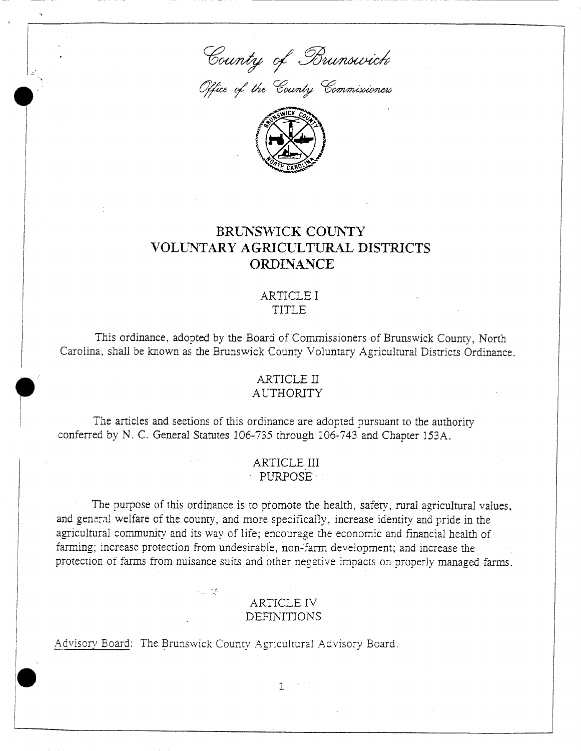*County of Brunswick*

*Office of the County Commissioners*

# BRUNSWICK COUNTY VOLUNTARY AGRICULTURAL DISTRICTS ORDINANCE

## ARTICLE I
## TITLE

This ordinance, adopted by the Board of Commissioners of Brunswick County, North Carolina, shall be known as the Brunswick County Voluntary Agricultural Districts Ordinance.

## ARTICLE II
## AUTHORITY

The articles and sections of this ordinance are adopted pursuant to the authority conferred by N. C. General Statutes 106-735 through 106-743 and Chapter 153A.

## ARTICLE III
## PURPOSE

The purpose of this ordinance is to promote the health, safety, rural agricultural values, and general welfare of the county, and more specifically, increase identity and pride in the agricultural community and its way of life; encourage the economic and financial health of farming; increase protection from undesirable, non-farm development; and increase the protection of farms from nuisance suits and other negative impacts on properly managed farms.

## ARTICLE IV
## DEFINITIONS

<u>Advisory Board</u>: The Brunswick County Agricultural Advisory Board.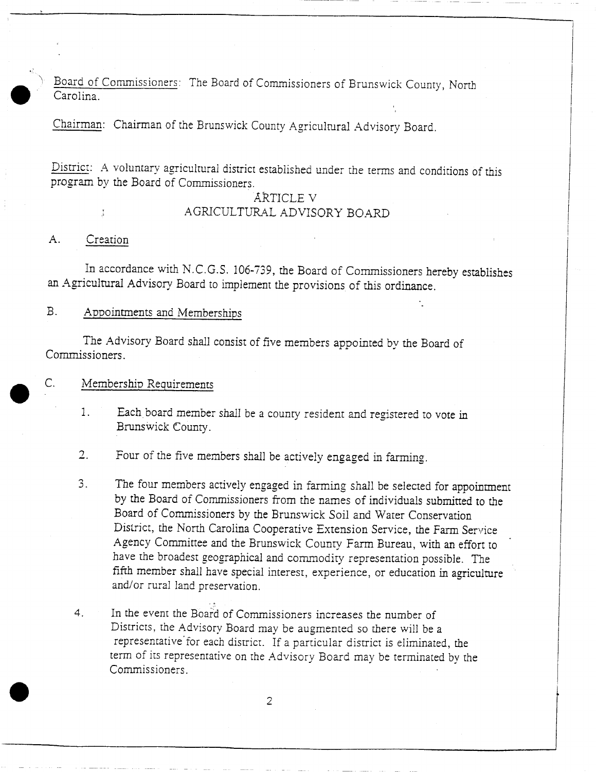Board of Commissioners: The Board of Commissioners of Brunswick County, North Carolina.

Chairman: Chairman of the Brunswick County Agricultural Advisory Board.

District: A voluntary agricultural district established under the terms and conditions of this program by the Board of Commissioners.

## ARTICLE V
## AGRICULTURAL ADVISORY BOARD

A. Creation

In accordance with N.C.G.S. 106-739, the Board of Commissioners hereby establishes an Agricultural Advisory Board to implement the provisions of this ordinance.

B. Appointments and Memberships

The Advisory Board shall consist of five members appointed by the Board of Commissioners.

C. Membership Requirements

1. Each board member shall be a county resident and registered to vote in Brunswick County.

2. Four of the five members shall be actively engaged in farming.

3. The four members actively engaged in farming shall be selected for appointment by the Board of Commissioners from the names of individuals submitted to the Board of Commissioners by the Brunswick Soil and Water Conservation District, the North Carolina Cooperative Extension Service, the Farm Service Agency Committee and the Brunswick County Farm Bureau, with an effort to have the broadest geographical and commodity representation possible. The fifth member shall have special interest, experience, or education in agriculture and/or rural land preservation.

4. In the event the Board of Commissioners increases the number of Districts, the Advisory Board may be augmented so there will be a representative for each district. If a particular district is eliminated, the term of its representative on the Advisory Board may be terminated by the Commissioners.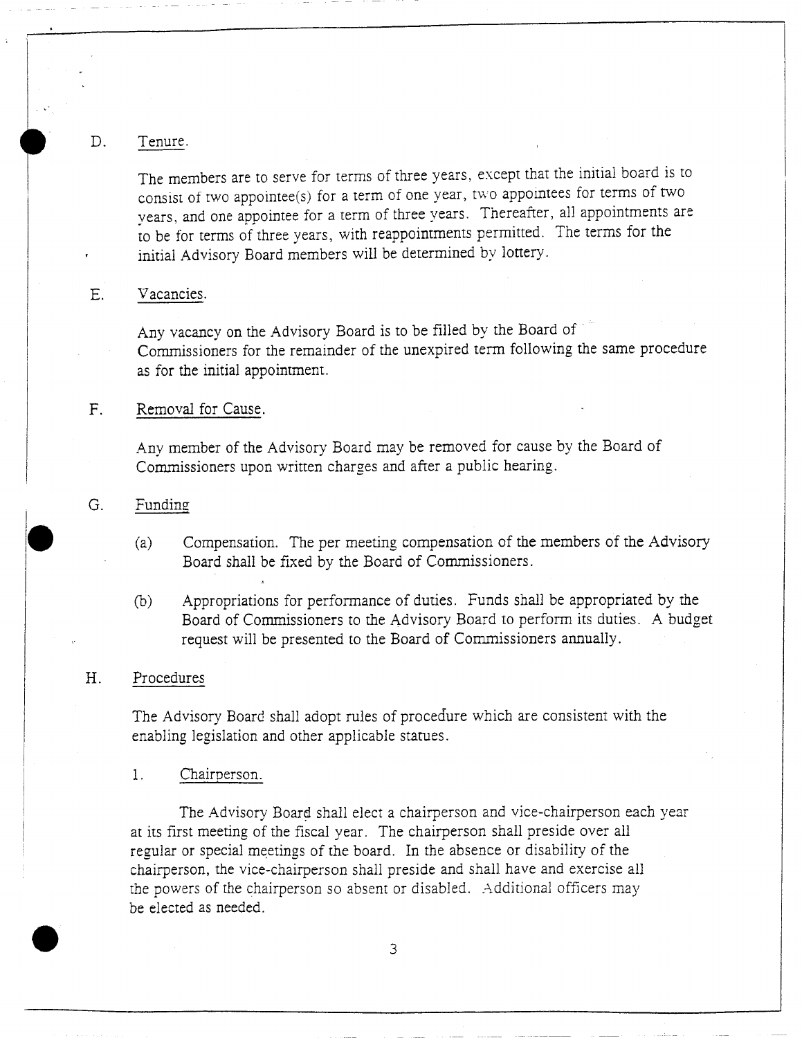D. Tenure.

The members are to serve for terms of three years, except that the initial board is to consist of two appointee(s) for a term of one year, two appointees for terms of two years, and one appointee for a term of three years. Thereafter, all appointments are to be for terms of three years, with reappointments permitted. The terms for the initial Advisory Board members will be determined by lottery.

E. Vacancies.

Any vacancy on the Advisory Board is to be filled by the Board of Commissioners for the remainder of the unexpired term following the same procedure as for the initial appointment.

F. Removal for Cause.

Any member of the Advisory Board may be removed for cause by the Board of Commissioners upon written charges and after a public hearing.

G. Funding

(a) Compensation. The per meeting compensation of the members of the Advisory Board shall be fixed by the Board of Commissioners.

(b) Appropriations for performance of duties. Funds shall be appropriated by the Board of Commissioners to the Advisory Board to perform its duties. A budget request will be presented to the Board of Commissioners annually.

H. Procedures

The Advisory Board shall adopt rules of procedure which are consistent with the enabling legislation and other applicable statues.

1. Chairperson.

The Advisory Board shall elect a chairperson and vice-chairperson each year at its first meeting of the fiscal year. The chairperson shall preside over all regular or special meetings of the board. In the absence or disability of the chairperson, the vice-chairperson shall preside and shall have and exercise all the powers of the chairperson so absent or disabled. Additional officers may be elected as needed.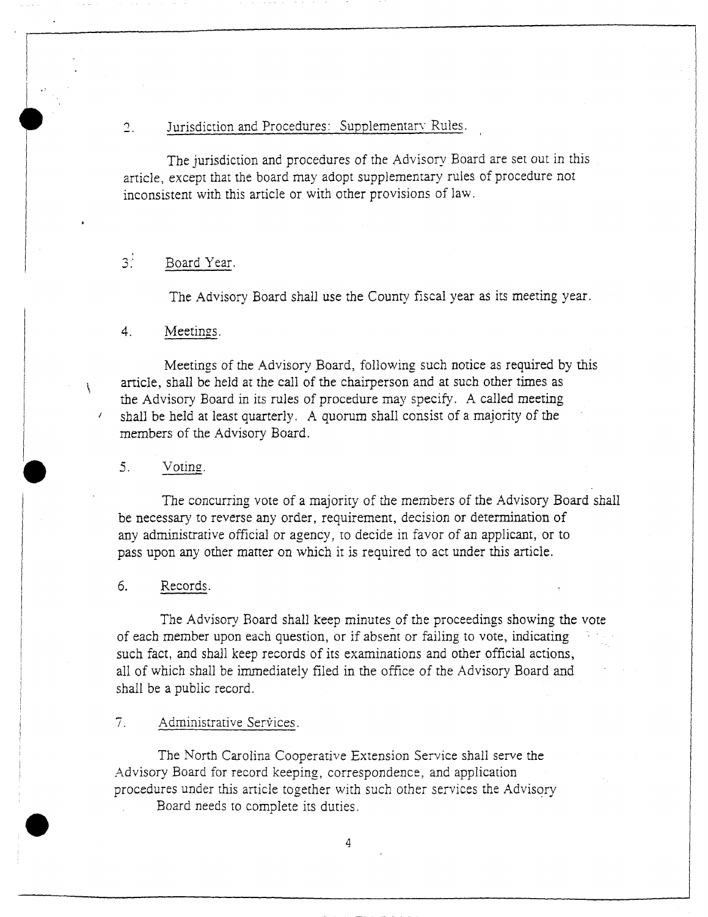2. Jurisdiction and Procedures: Supplementary Rules.

The jurisdiction and procedures of the Advisory Board are set out in this article, except that the board may adopt supplementary rules of procedure not inconsistent with this article or with other provisions of law.

3. Board Year.

The Advisory Board shall use the County fiscal year as its meeting year.

4. Meetings.

Meetings of the Advisory Board, following such notice as required by this article, shall be held at the call of the chairperson and at such other times as the Advisory Board in its rules of procedure may specify. A called meeting shall be held at least quarterly. A quorum shall consist of a majority of the members of the Advisory Board.

5. Voting.

The concurring vote of a majority of the members of the Advisory Board shall be necessary to reverse any order, requirement, decision or determination of any administrative official or agency, to decide in favor of an applicant, or to pass upon any other matter on which it is required to act under this article.

6. Records.

The Advisory Board shall keep minutes of the proceedings showing the vote of each member upon each question, or if absent or failing to vote, indicating such fact, and shall keep records of its examinations and other official actions, all of which shall be immediately filed in the office of the Advisory Board and shall be a public record.

7. Administrative Services.

The North Carolina Cooperative Extension Service shall serve the Advisory Board for record keeping, correspondence, and application procedures under this article together with such other services the Advisory Board needs to complete its duties.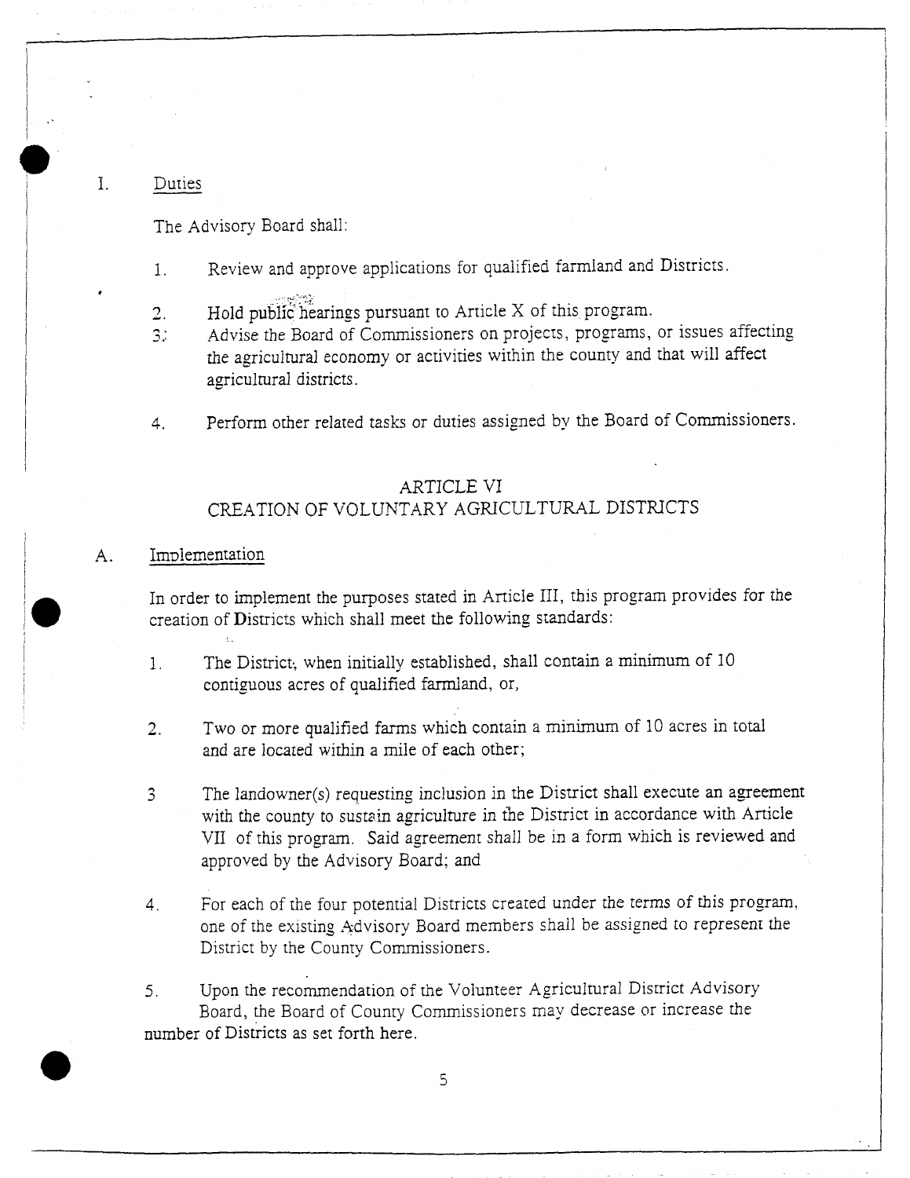I. Duties

The Advisory Board shall:

1. Review and approve applications for qualified farmland and Districts.
2. Hold public hearings pursuant to Article X of this program.
3. Advise the Board of Commissioners on projects, programs, or issues affecting the agricultural economy or activities within the county and that will affect agricultural districts.
4. Perform other related tasks or duties assigned by the Board of Commissioners.

## ARTICLE VI
## CREATION OF VOLUNTARY AGRICULTURAL DISTRICTS

A. Implementation

In order to implement the purposes stated in Article III, this program provides for the creation of Districts which shall meet the following standards:

1. The District, when initially established, shall contain a minimum of 10 contiguous acres of qualified farmland, or,
2. Two or more qualified farms which contain a minimum of 10 acres in total and are located within a mile of each other;
3. The landowner(s) requesting inclusion in the District shall execute an agreement with the county to sustain agriculture in the District in accordance with Article VII of this program. Said agreement shall be in a form which is reviewed and approved by the Advisory Board; and
4. For each of the four potential Districts created under the terms of this program, one of the existing Advisory Board members shall be assigned to represent the District by the County Commissioners.
5. Upon the recommendation of the Volunteer Agricultural District Advisory Board, the Board of County Commissioners may decrease or increase the number of Districts as set forth here.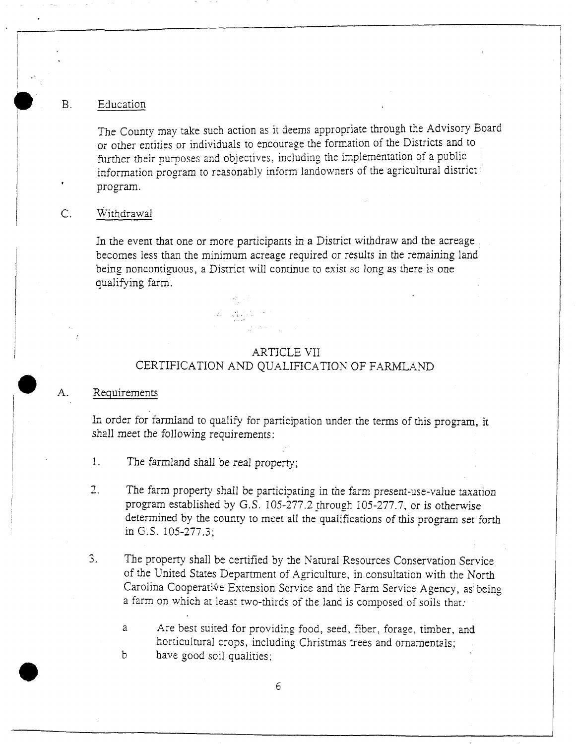B. Education

The County may take such action as it deems appropriate through the Advisory Board or other entities or individuals to encourage the formation of the Districts and to further their purposes and objectives, including the implementation of a public information program to reasonably inform landowners of the agricultural district program.

C. Withdrawal

In the event that one or more participants in a District withdraw and the acreage becomes less than the minimum acreage required or results in the remaining land being noncontiguous, a District will continue to exist so long as there is one qualifying farm.

## ARTICLE VII
## CERTIFICATION AND QUALIFICATION OF FARMLAND

A. Requirements

In order for farmland to qualify for participation under the terms of this program, it shall meet the following requirements:

1. The farmland shall be real property;

2. The farm property shall be participating in the farm present-use-value taxation program established by G.S. 105-277.2 through 105-277.7, or is otherwise determined by the county to meet all the qualifications of this program set forth in G.S. 105-277.3;

3. The property shall be certified by the Natural Resources Conservation Service of the United States Department of Agriculture, in consultation with the North Carolina Cooperative Extension Service and the Farm Service Agency, as being a farm on which at least two-thirds of the land is composed of soils that:

   a Are best suited for providing food, seed, fiber, forage, timber, and horticultural crops, including Christmas trees and ornamentals;
   
   b have good soil qualities;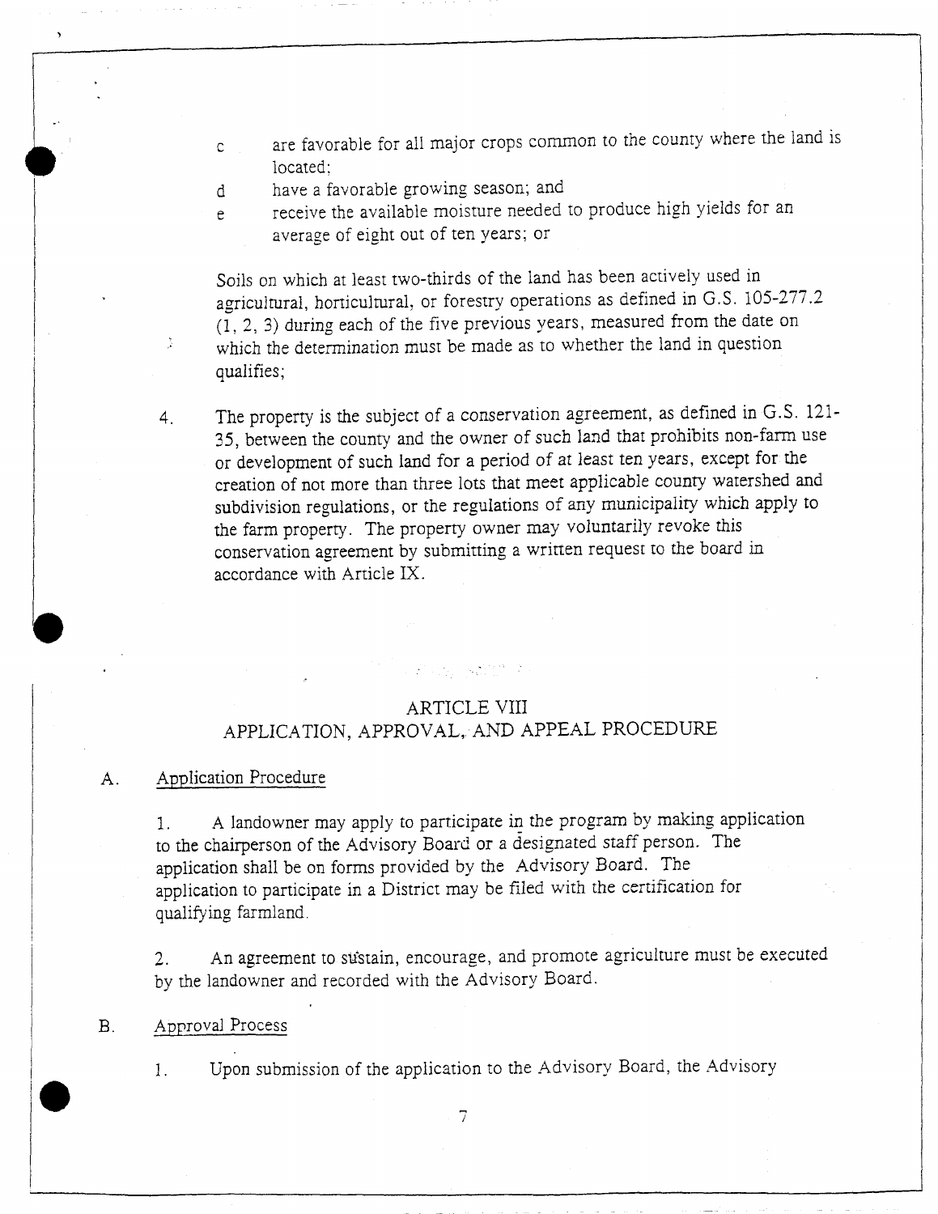c. are favorable for all major crops common to the county where the land is located;

d. have a favorable growing season; and

e. receive the available moisture needed to produce high yields for an average of eight out of ten years; or

Soils on which at least two-thirds of the land has been actively used in agricultural, horticultural, or forestry operations as defined in G.S. 105-277.2 (1, 2, 3) during each of the five previous years, measured from the date on which the determination must be made as to whether the land in question qualifies;

4. The property is the subject of a conservation agreement, as defined in G.S. 121-35, between the county and the owner of such land that prohibits non-farm use or development of such land for a period of at least ten years, except for the creation of not more than three lots that meet applicable county watershed and subdivision regulations, or the regulations of any municipality which apply to the farm property. The property owner may voluntarily revoke this conservation agreement by submitting a written request to the board in accordance with Article IX.

## ARTICLE VIII
## APPLICATION, APPROVAL, AND APPEAL PROCEDURE

A. Application Procedure

1. A landowner may apply to participate in the program by making application to the chairperson of the Advisory Board or a designated staff person. The application shall be on forms provided by the Advisory Board. The application to participate in a District may be filed with the certification for qualifying farmland.

2. An agreement to sustain, encourage, and promote agriculture must be executed by the landowner and recorded with the Advisory Board.

B. Approval Process

1. Upon submission of the application to the Advisory Board, the Advisory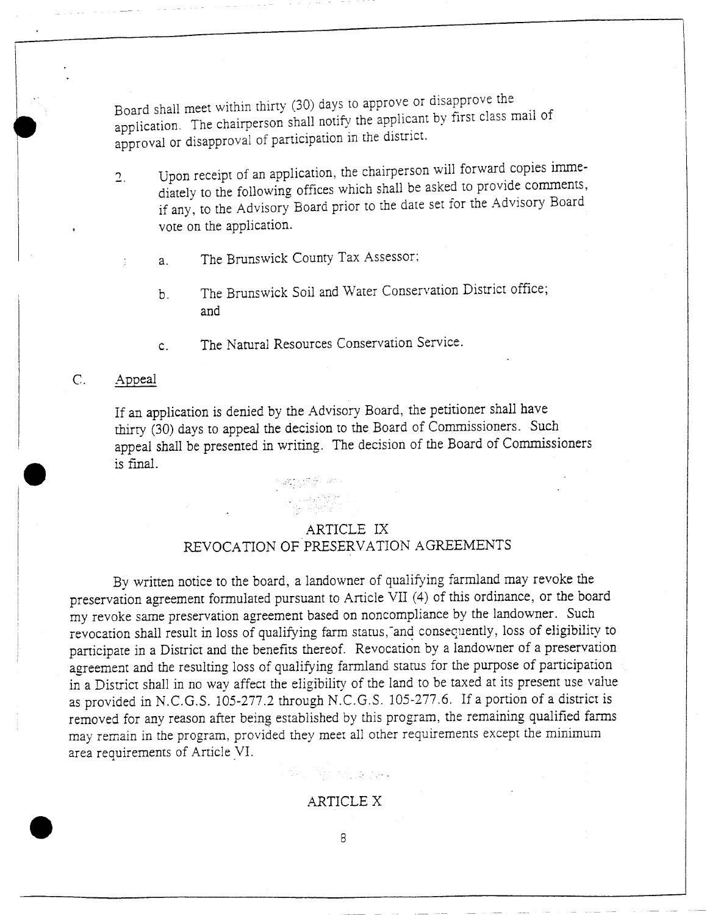Board shall meet within thirty (30) days to approve or disapprove the application. The chairperson shall notify the applicant by first class mail of approval or disapproval of participation in the district.

2. Upon receipt of an application, the chairperson will forward copies immediately to the following offices which shall be asked to provide comments, if any, to the Advisory Board prior to the date set for the Advisory Board vote on the application.

    a. The Brunswick County Tax Assessor;

    b. The Brunswick Soil and Water Conservation District office; and

    c. The Natural Resources Conservation Service.

C. Appeal

If an application is denied by the Advisory Board, the petitioner shall have thirty (30) days to appeal the decision to the Board of Commissioners. Such appeal shall be presented in writing. The decision of the Board of Commissioners is final.

## ARTICLE IX
## REVOCATION OF PRESERVATION AGREEMENTS

By written notice to the board, a landowner of qualifying farmland may revoke the preservation agreement formulated pursuant to Article VII (4) of this ordinance, or the board my revoke same preservation agreement based on noncompliance by the landowner. Such revocation shall result in loss of qualifying farm status, and consequently, loss of eligibility to participate in a District and the benefits thereof. Revocation by a landowner of a preservation agreement and the resulting loss of qualifying farmland status for the purpose of participation in a District shall in no way affect the eligibility of the land to be taxed at its present use value as provided in N.C.G.S. 105-277.2 through N.C.G.S. 105-277.6. If a portion of a district is removed for any reason after being established by this program, the remaining qualified farms may remain in the program, provided they meet all other requirements except the minimum area requirements of Article VI.

## ARTICLE X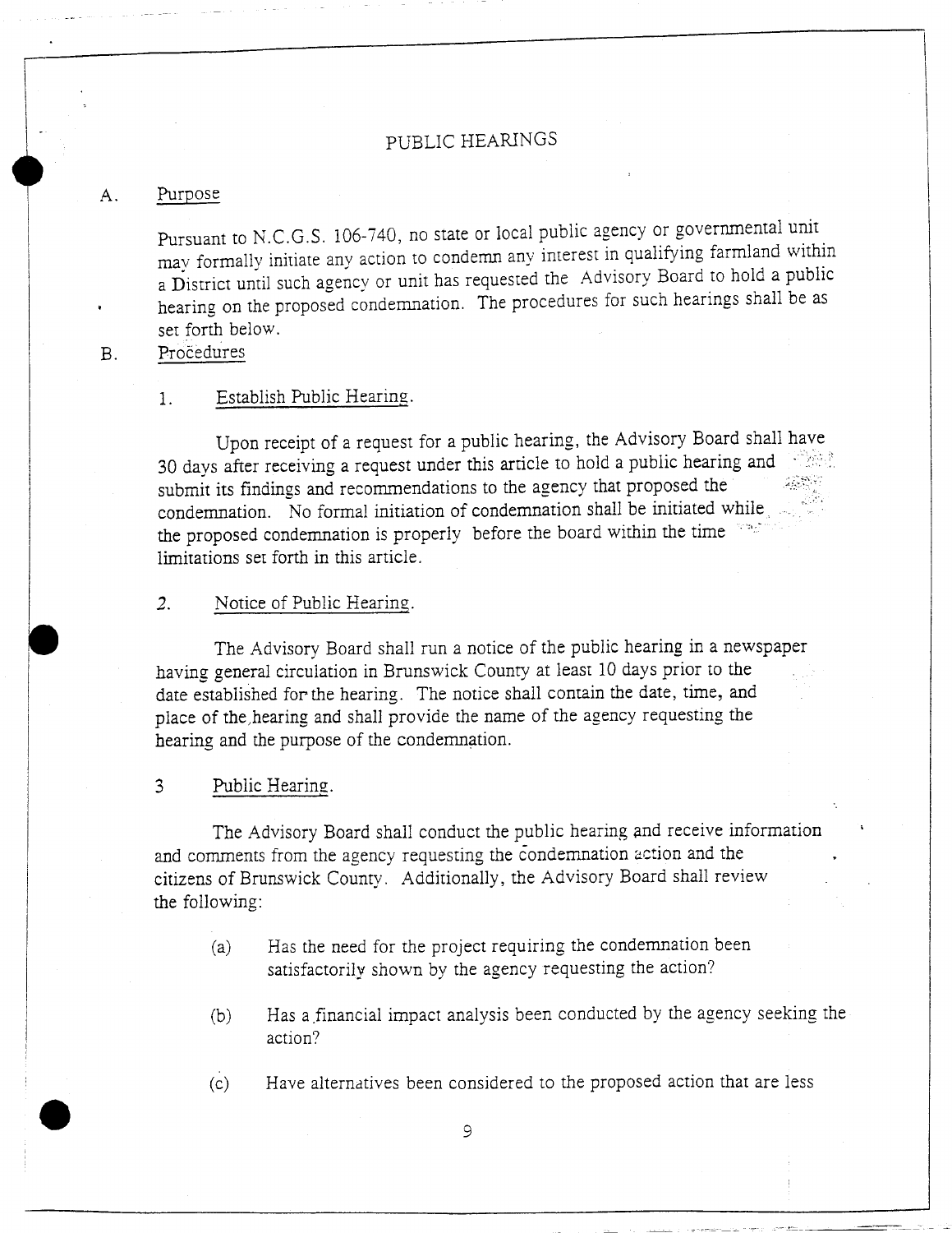## PUBLIC HEARINGS

A. Purpose

Pursuant to N.C.G.S. 106-740, no state or local public agency or governmental unit may formally initiate any action to condemn any interest in qualifying farmland within a District until such agency or unit has requested the Advisory Board to hold a public hearing on the proposed condemnation. The procedures for such hearings shall be as set forth below.

B. Procedures

1. Establish Public Hearing.

Upon receipt of a request for a public hearing, the Advisory Board shall have 30 days after receiving a request under this article to hold a public hearing and submit its findings and recommendations to the agency that proposed the condemnation. No formal initiation of condemnation shall be initiated while the proposed condemnation is properly before the board within the time limitations set forth in this article.

2. Notice of Public Hearing.

The Advisory Board shall run a notice of the public hearing in a newspaper having general circulation in Brunswick County at least 10 days prior to the date established for the hearing. The notice shall contain the date, time, and place of the hearing and shall provide the name of the agency requesting the hearing and the purpose of the condemnation.

3 Public Hearing.

The Advisory Board shall conduct the public hearing and receive information and comments from the agency requesting the condemnation action and the citizens of Brunswick County. Additionally, the Advisory Board shall review the following:

(a) Has the need for the project requiring the condemnation been satisfactorily shown by the agency requesting the action?

(b) Has a financial impact analysis been conducted by the agency seeking the action?

(c) Have alternatives been considered to the proposed action that are less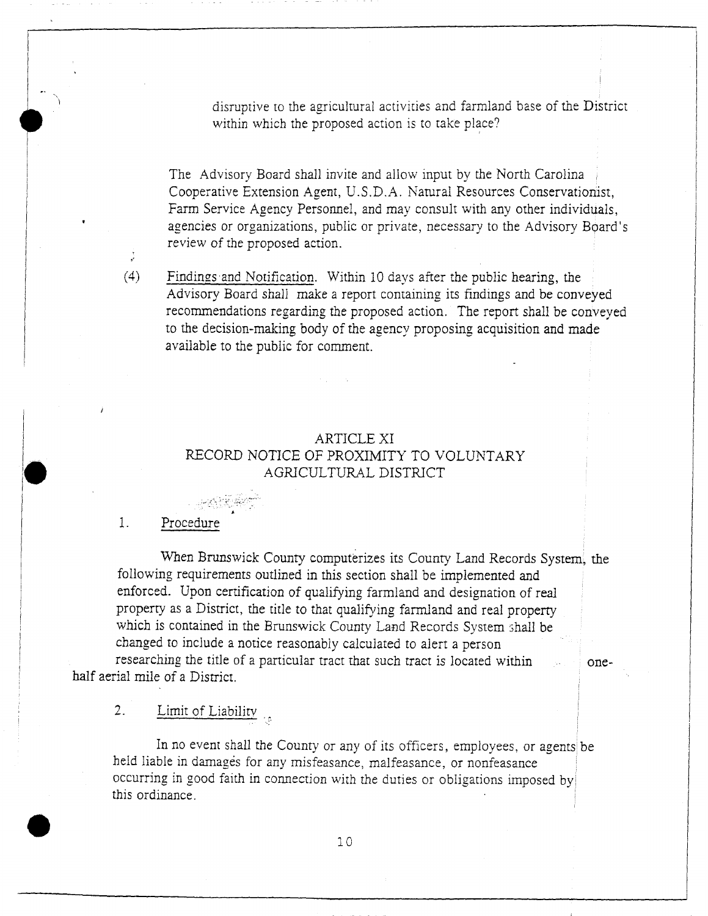disruptive to the agricultural activities and farmland base of the District within which the proposed action is to take place?

The Advisory Board shall invite and allow input by the North Carolina Cooperative Extension Agent, U.S.D.A. Natural Resources Conservationist, Farm Service Agency Personnel, and may consult with any other individuals, agencies or organizations, public or private, necessary to the Advisory Board's review of the proposed action.

(4) Findings and Notification. Within 10 days after the public hearing, the Advisory Board shall make a report containing its findings and be conveyed recommendations regarding the proposed action. The report shall be conveyed to the decision-making body of the agency proposing acquisition and made available to the public for comment.

## ARTICLE XI
## RECORD NOTICE OF PROXIMITY TO VOLUNTARY AGRICULTURAL DISTRICT

1. Procedure

When Brunswick County computerizes its County Land Records System, the following requirements outlined in this section shall be implemented and enforced. Upon certification of qualifying farmland and designation of real property as a District, the title to that qualifying farmland and real property which is contained in the Brunswick County Land Records System shall be changed to include a notice reasonably calculated to alert a person researching the title of a particular tract that such tract is located within one-half aerial mile of a District.

2. Limit of Liability

In no event shall the County or any of its officers, employees, or agents be held liable in damages for any misfeasance, malfeasance, or nonfeasance occurring in good faith in connection with the duties or obligations imposed by this ordinance.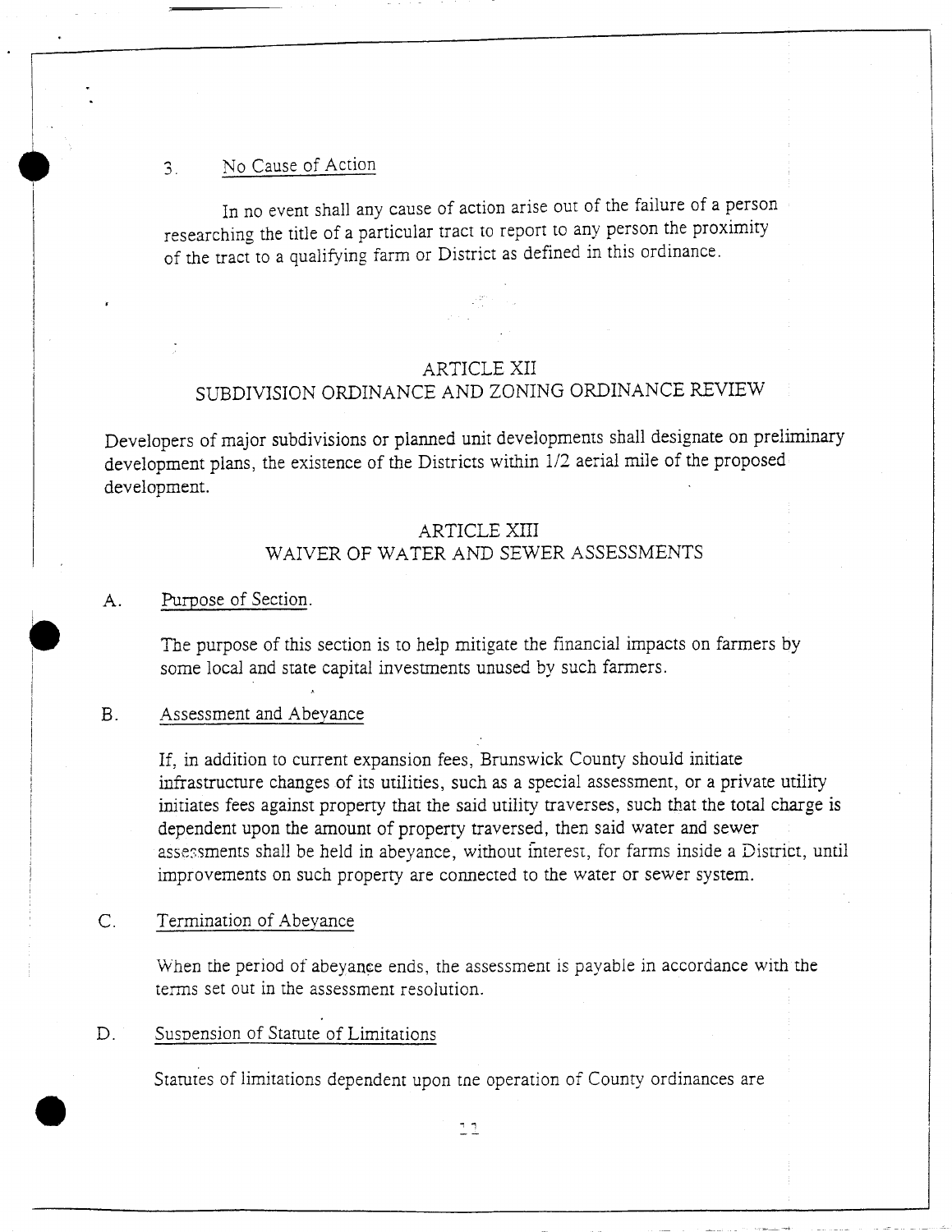3. No Cause of Action

In no event shall any cause of action arise out of the failure of a person researching the title of a particular tract to report to any person the proximity of the tract to a qualifying farm or District as defined in this ordinance.

## ARTICLE XII
## SUBDIVISION ORDINANCE AND ZONING ORDINANCE REVIEW

Developers of major subdivisions or planned unit developments shall designate on preliminary development plans, the existence of the Districts within 1/2 aerial mile of the proposed development.

## ARTICLE XIII
## WAIVER OF WATER AND SEWER ASSESSMENTS

A. Purpose of Section.

The purpose of this section is to help mitigate the financial impacts on farmers by some local and state capital investments unused by such farmers.

B. Assessment and Abeyance

If, in addition to current expansion fees, Brunswick County should initiate infrastructure changes of its utilities, such as a special assessment, or a private utility initiates fees against property that the said utility traverses, such that the total charge is dependent upon the amount of property traversed, then said water and sewer assessments shall be held in abeyance, without interest, for farms inside a District, until improvements on such property are connected to the water or sewer system.

C. Termination of Abeyance

When the period of abeyance ends, the assessment is payable in accordance with the terms set out in the assessment resolution.

D. Suspension of Statute of Limitations

Statutes of limitations dependent upon the operation of County ordinances are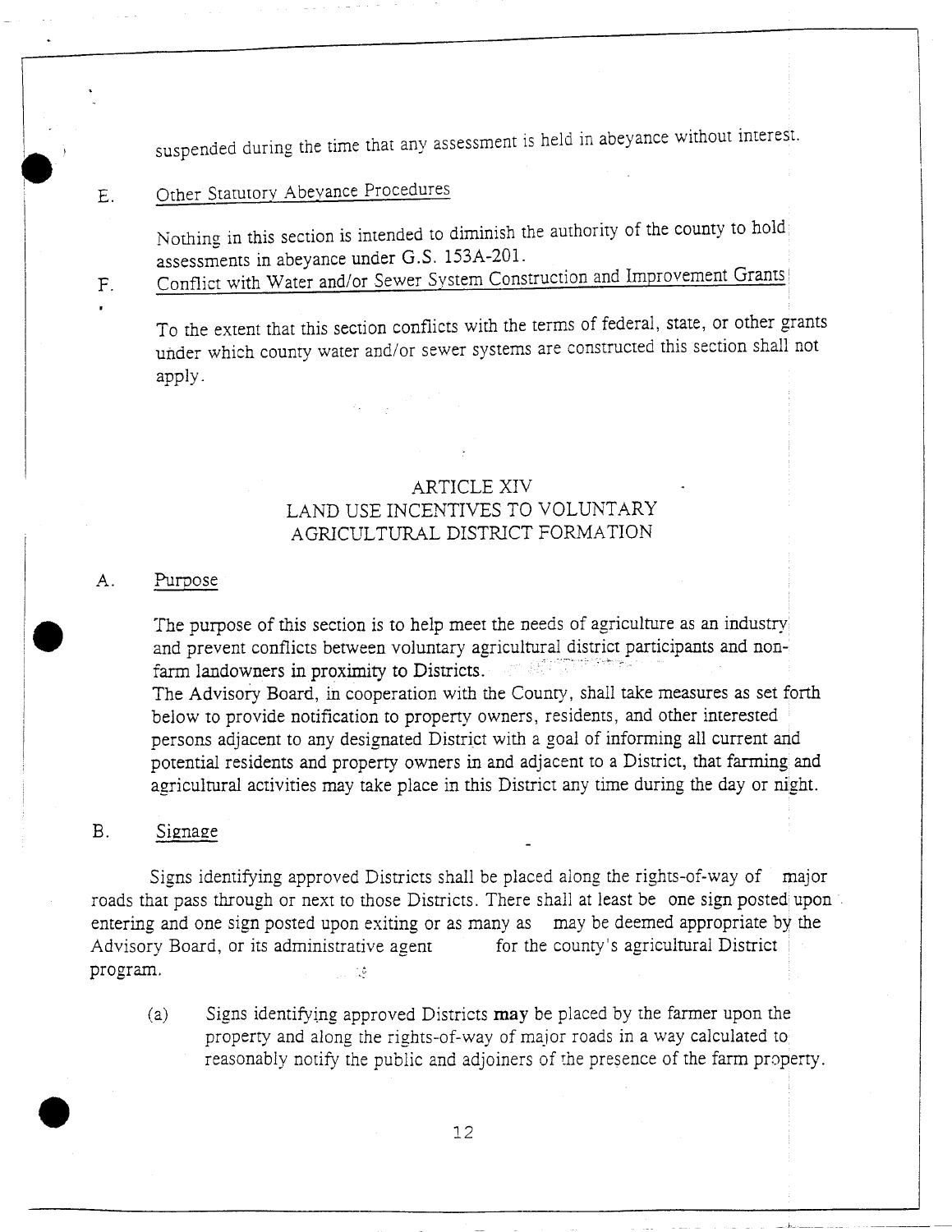suspended during the time that any assessment is held in abeyance without interest.

E. Other Statutory Abeyance Procedures

Nothing in this section is intended to diminish the authority of the county to hold assessments in abeyance under G.S. 153A-201.

F. Conflict with Water and/or Sewer System Construction and Improvement Grants

To the extent that this section conflicts with the terms of federal, state, or other grants under which county water and/or sewer systems are constructed this section shall not apply.

## ARTICLE XIV
## LAND USE INCENTIVES TO VOLUNTARY AGRICULTURAL DISTRICT FORMATION

A. Purpose

The purpose of this section is to help meet the needs of agriculture as an industry and prevent conflicts between voluntary agricultural district participants and non-farm landowners in proximity to Districts.
The Advisory Board, in cooperation with the County, shall take measures as set forth below to provide notification to property owners, residents, and other interested persons adjacent to any designated District with a goal of informing all current and potential residents and property owners in and adjacent to a District, that farming and agricultural activities may take place in this District any time during the day or night.

B. Signage

Signs identifying approved Districts shall be placed along the rights-of-way of major roads that pass through or next to those Districts. There shall at least be one sign posted upon entering and one sign posted upon exiting or as many as may be deemed appropriate by the Advisory Board, or its administrative agent for the county's agricultural District program.

(a) Signs identifying approved Districts **may** be placed by the farmer upon the property and along the rights-of-way of major roads in a way calculated to reasonably notify the public and adjoiners of the presence of the farm property.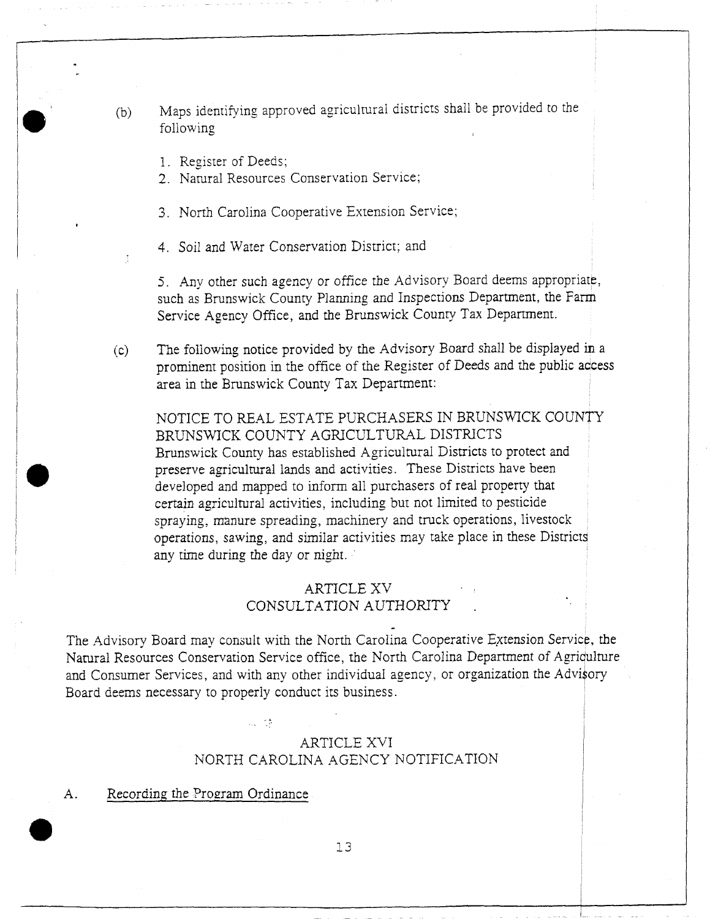(b) Maps identifying approved agricultural districts shall be provided to the following

1. Register of Deeds;
2. Natural Resources Conservation Service;
3. North Carolina Cooperative Extension Service;
4. Soil and Water Conservation District; and
5. Any other such agency or office the Advisory Board deems appropriate, such as Brunswick County Planning and Inspections Department, the Farm Service Agency Office, and the Brunswick County Tax Department.

(c) The following notice provided by the Advisory Board shall be displayed in a prominent position in the office of the Register of Deeds and the public access area in the Brunswick County Tax Department:

NOTICE TO REAL ESTATE PURCHASERS IN BRUNSWICK COUNTY
BRUNSWICK COUNTY AGRICULTURAL DISTRICTS
Brunswick County has established Agricultural Districts to protect and preserve agricultural lands and activities. These Districts have been developed and mapped to inform all purchasers of real property that certain agricultural activities, including but not limited to pesticide spraying, manure spreading, machinery and truck operations, livestock operations, sawing, and similar activities may take place in these Districts any time during the day or night.

## ARTICLE XV
## CONSULTATION AUTHORITY

The Advisory Board may consult with the North Carolina Cooperative Extension Service, the Natural Resources Conservation Service office, the North Carolina Department of Agriculture and Consumer Services, and with any other individual agency, or organization the Advisory Board deems necessary to properly conduct its business.

## ARTICLE XVI
## NORTH CAROLINA AGENCY NOTIFICATION

A. Recording the Program Ordinance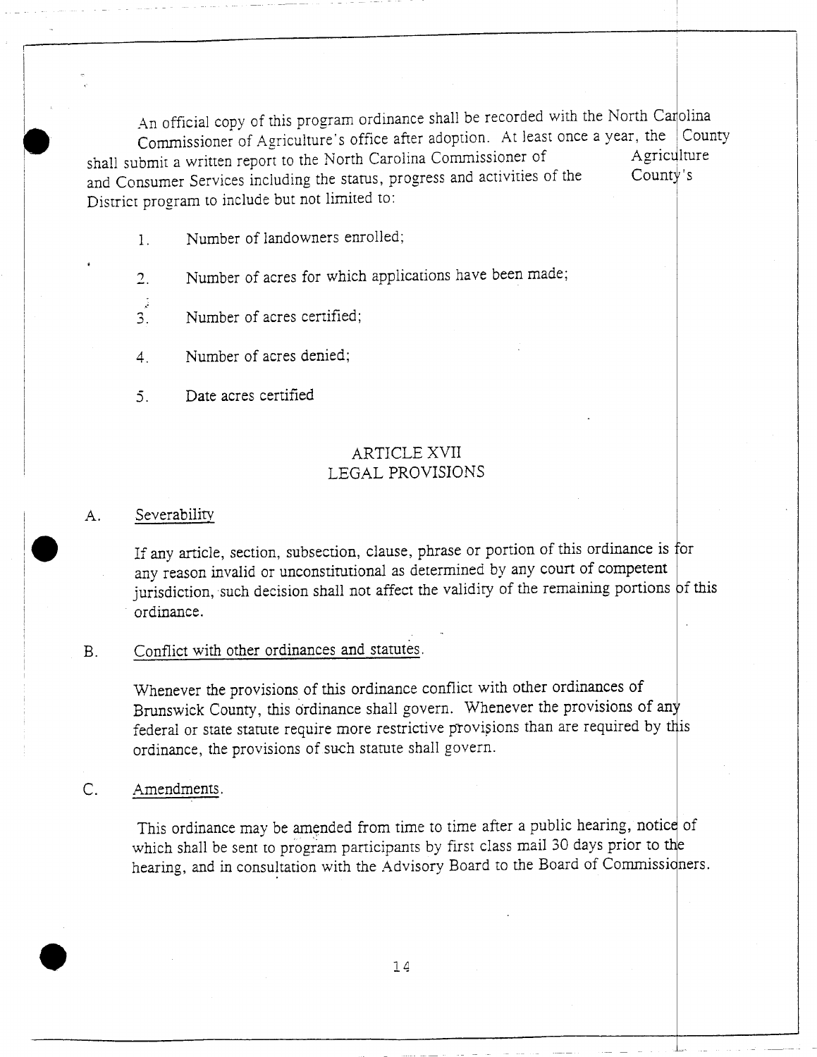An official copy of this program ordinance shall be recorded with the North Carolina Commissioner of Agriculture's office after adoption. At least once a year, the County shall submit a written report to the North Carolina Commissioner of Agriculture and Consumer Services including the status, progress and activities of the County's District program to include but not limited to:

1. Number of landowners enrolled;
2. Number of acres for which applications have been made;
3. Number of acres certified;
4. Number of acres denied;
5. Date acres certified

## ARTICLE XVII
## LEGAL PROVISIONS

A. Severability

If any article, section, subsection, clause, phrase or portion of this ordinance is for any reason invalid or unconstitutional as determined by any court of competent jurisdiction, such decision shall not affect the validity of the remaining portions of this ordinance.

B. Conflict with other ordinances and statutes.

Whenever the provisions of this ordinance conflict with other ordinances of Brunswick County, this ordinance shall govern. Whenever the provisions of any federal or state statute require more restrictive provisions than are required by this ordinance, the provisions of such statute shall govern.

C. Amendments.

This ordinance may be amended from time to time after a public hearing, notice of which shall be sent to program participants by first class mail 30 days prior to the hearing, and in consultation with the Advisory Board to the Board of Commissioners.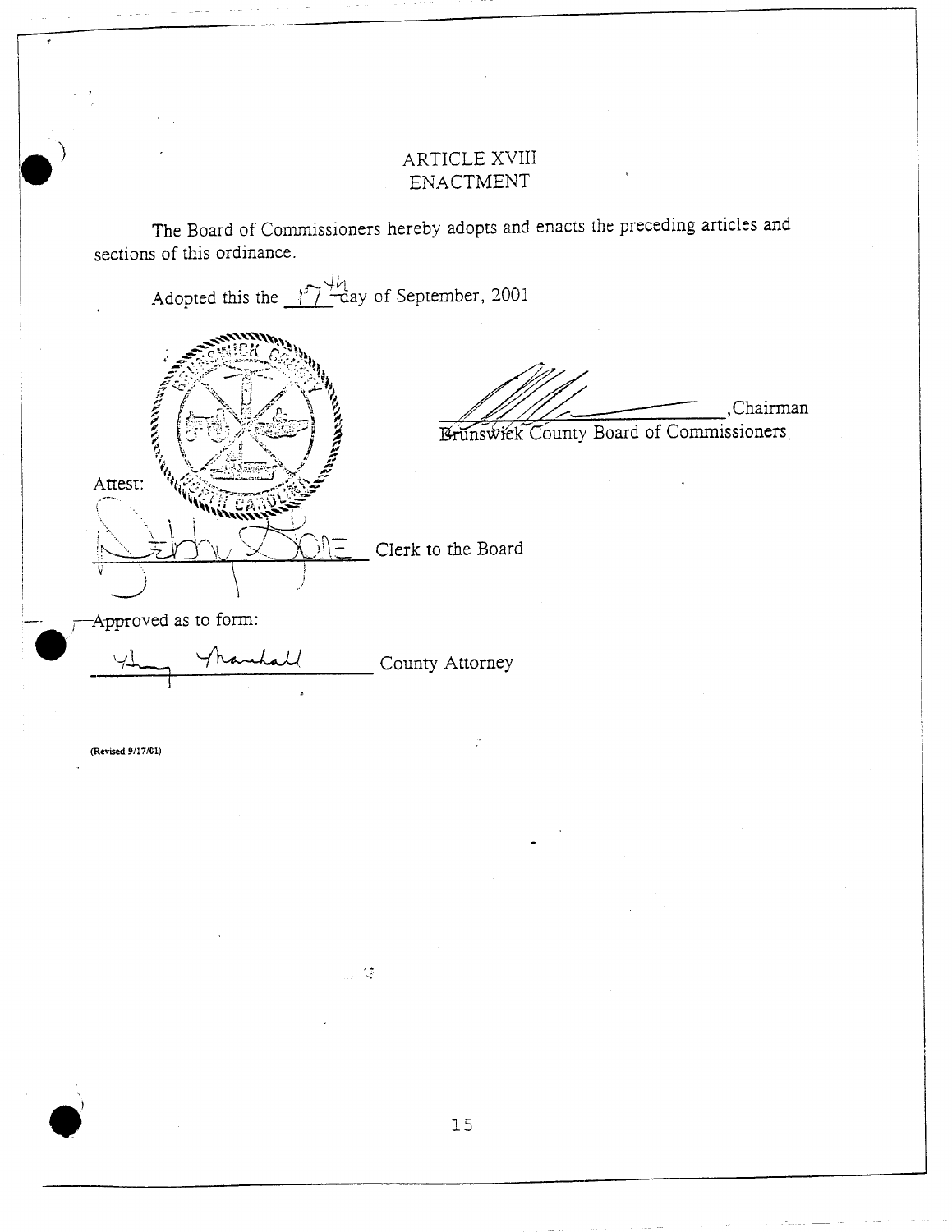# ARTICLE XVIII
# ENACTMENT

The Board of Commissioners hereby adopts and enacts the preceding articles and sections of this ordinance.

Adopted this the 17th day of September, 2001

\_\_\_\_\_\_\_\_\_\_\_\_\_\_\_\_\_\_\_\_\_\_\_\_\_\_\_\_\_\_, Chairman
Brunswick County Board of Commissioners

Attest:

\_\_\_\_\_\_\_\_\_\_\_\_\_\_\_\_\_\_\_\_\_\_\_\_\_\_\_\_\_\_ Clerk to the Board

Approved as to form:

\_\_\_\_\_\_\_\_\_\_\_\_\_\_\_\_\_\_\_\_\_\_\_\_\_\_\_\_\_\_ County Attorney

(Revised 9/17/01)